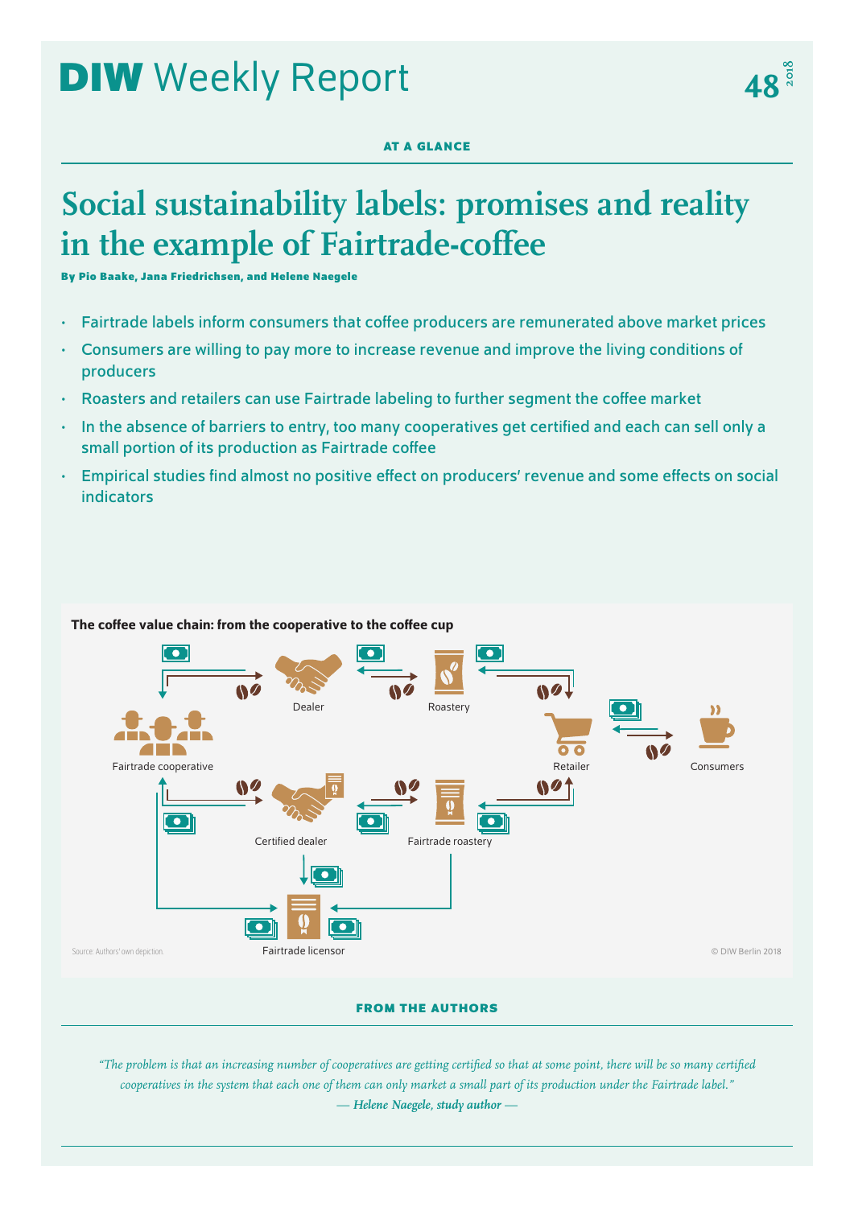# DIW Weekly Report

**AT A GLANCE**

# Social sustainability labels: promises and reality in the example of Fairtrade-coffee

**By Pio Baake, Jana Friedrichsen, and Helene Naegele**

- Fairtrade labels inform consumers that coffee producers are remunerated above market prices
- Consumers are willing to pay more to increase revenue and improve the living conditions of producers
- Roasters and retailers can use Fairtrade labeling to further segment the coffee market
- In the absence of barriers to entry, too many cooperatives get certified and each can sell only a small portion of its production as Fairtrade coffee
- Empirical studies find almost no positive effect on producers' revenue and some effects on social indicators

**The coffee value chain: from the cooperative to the coffee cup**

Dealer
Roastery
Fairtrade cooperative
Retailer
Consumers
Certified dealer
Fairtrade roastery
Fairtrade licensor

Source: Authors' own depiction.

© DIW Berlin 2018

**FROM THE AUTHORS**

*"The problem is that an increasing number of cooperatives are getting certified so that at some point, there will be so many certified cooperatives in the system that each one of them can only market a small part of its production under the Fairtrade label."*

***— Helene Naegele, study author —***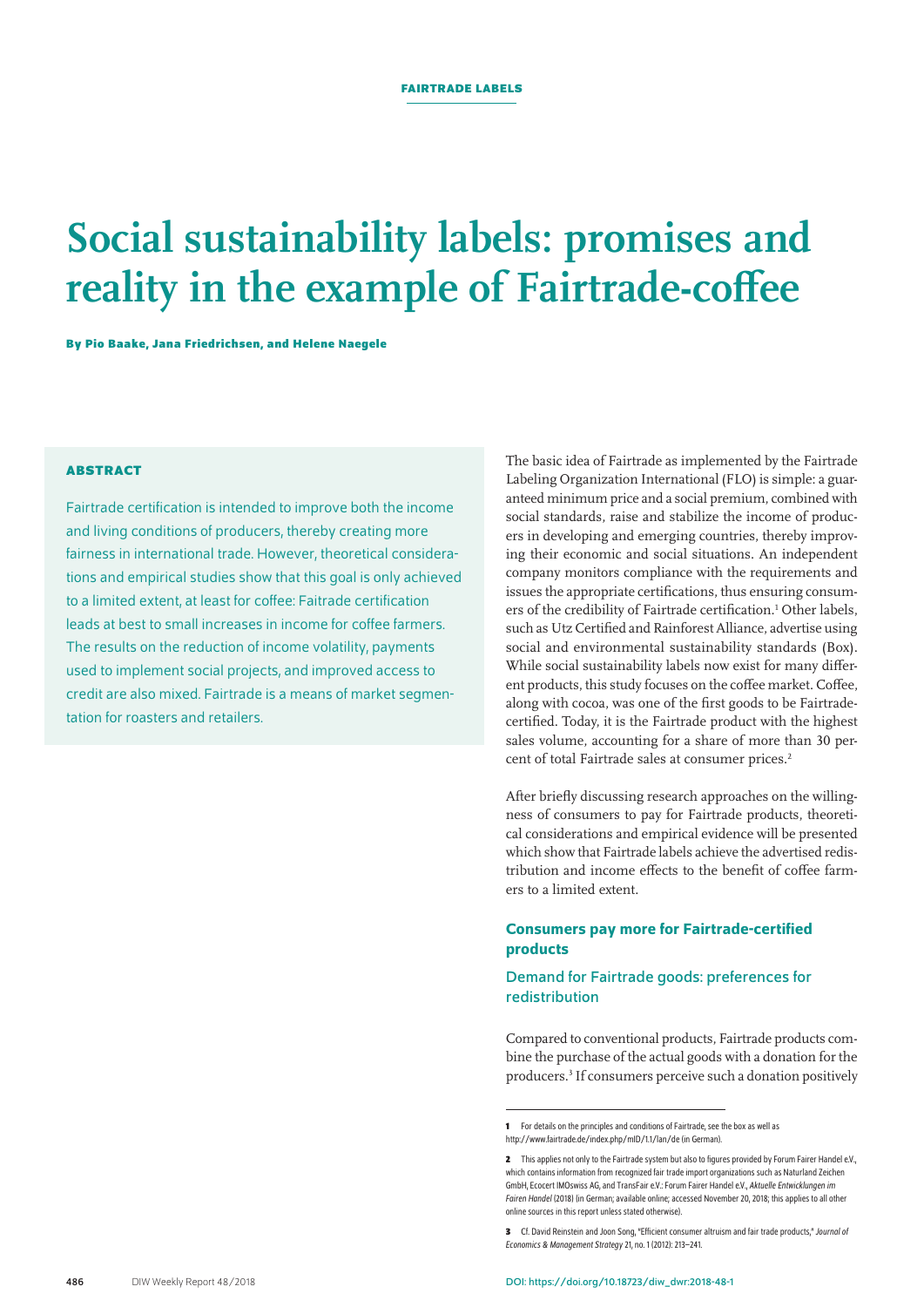FAIRTRADE LABELS

# Social sustainability labels: promises and reality in the example of Fairtrade-coffee

**By Pio Baake, Jana Friedrichsen, and Helene Naegele**

## ABSTRACT

Fairtrade certification is intended to improve both the income and living conditions of producers, thereby creating more fairness in international trade. However, theoretical considerations and empirical studies show that this goal is only achieved to a limited extent, at least for coffee: Faitrade certification leads at best to small increases in income for coffee farmers. The results on the reduction of income volatility, payments used to implement social projects, and improved access to credit are also mixed. Fairtrade is a means of market segmentation for roasters and retailers.

The basic idea of Fairtrade as implemented by the Fairtrade Labeling Organization International (FLO) is simple: a guaranteed minimum price and a social premium, combined with social standards, raise and stabilize the income of producers in developing and emerging countries, thereby improving their economic and social situations. An independent company monitors compliance with the requirements and issues the appropriate certifications, thus ensuring consumers of the credibility of Fairtrade certification.[1] Other labels, such as Utz Certified and Rainforest Alliance, advertise using social and environmental sustainability standards (Box). While social sustainability labels now exist for many different products, this study focuses on the coffee market. Coffee, along with cocoa, was one of the first goods to be Fairtrade-certified. Today, it is the Fairtrade product with the highest sales volume, accounting for a share of more than 30 percent of total Fairtrade sales at consumer prices.[2]

After briefly discussing research approaches on the willingness of consumers to pay for Fairtrade products, theoretical considerations and empirical evidence will be presented which show that Fairtrade labels achieve the advertised redistribution and income effects to the benefit of coffee farmers to a limited extent.

## Consumers pay more for Fairtrade-certified products

### Demand for Fairtrade goods: preferences for redistribution

Compared to conventional products, Fairtrade products combine the purchase of the actual goods with a donation for the producers.[3] If consumers perceive such a donation positively

---

[1] For details on the principles and conditions of Fairtrade, see the box as well as http://www.fairtrade.de/index.php/mID/1.1/lan/de (in German).

[2] This applies not only to the Fairtrade system but also to figures provided by Forum Fairer Handel e.V., which contains information from recognized fair trade import organizations such as Naturland Zeichen GmbH, Ecocert IMOswiss AG, and TransFair e.V.: Forum Fairer Handel e.V., *Aktuelle Entwicklungen im Fairen Handel* (2018) (in German; available online; accessed November 20, 2018; this applies to all other online sources in this report unless stated otherwise).

[3] Cf. David Reinstein and Joon Song, "Efficient consumer altruism and fair trade products," *Journal of Economics & Management Strategy* 21, no. 1 (2012): 213–241.

DOI: https://doi.org/10.18723/diw_dwr:2018-48-1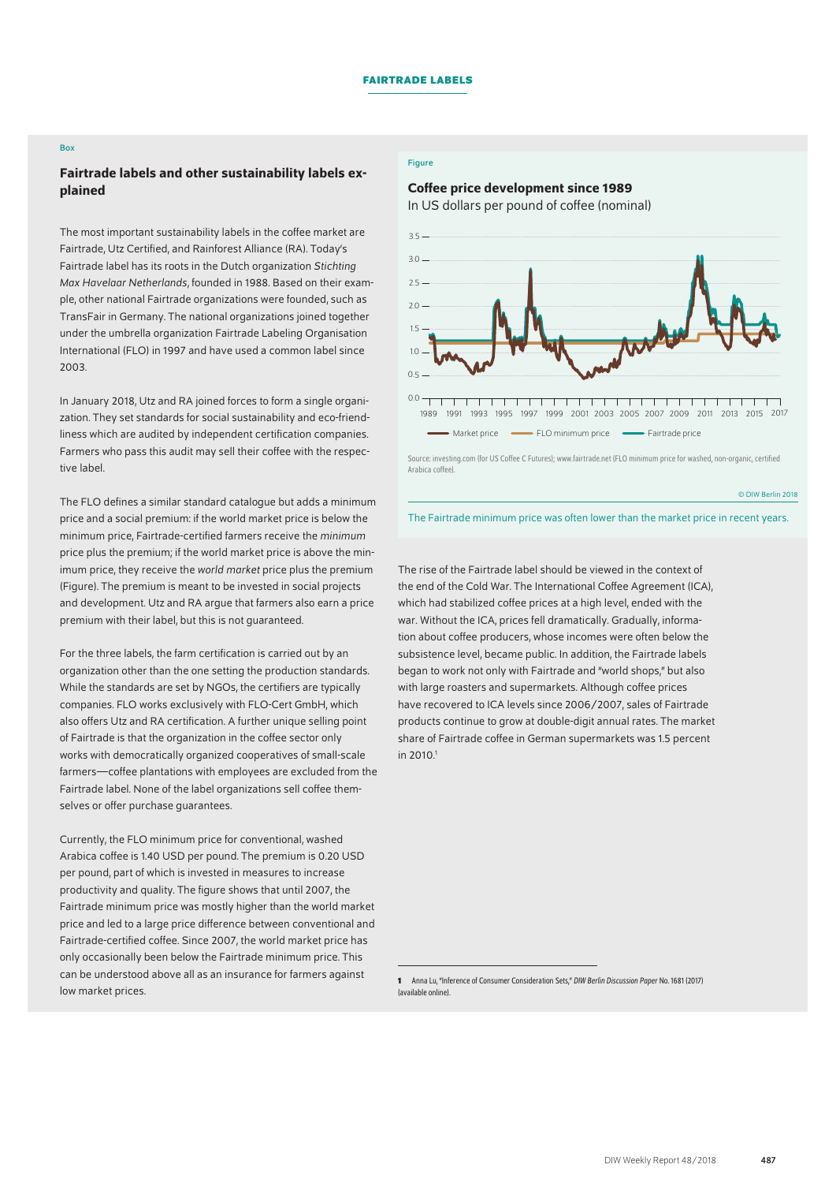Box

## Fairtrade labels and other sustainability labels explained

The most important sustainability labels in the coffee market are Fairtrade, Utz Certified, and Rainforest Alliance (RA). Today's Fairtrade label has its roots in the Dutch organization *Stichting Max Havelaar Netherlands*, founded in 1988. Based on their example, other national Fairtrade organizations were founded, such as TransFair in Germany. The national organizations joined together under the umbrella organization Fairtrade Labeling Organisation International (FLO) in 1997 and have used a common label since 2003.

In January 2018, Utz and RA joined forces to form a single organization. They set standards for social sustainability and eco-friendliness which are audited by independent certification companies. Farmers who pass this audit may sell their coffee with the respective label.

The FLO defines a similar standard catalogue but adds a minimum price and a social premium: if the world market price is below the minimum price, Fairtrade-certified farmers receive the *minimum* price plus the premium; if the world market price is above the minimum price, they receive the *world market* price plus the premium (Figure). The premium is meant to be invested in social projects and development. Utz and RA argue that farmers also earn a price premium with their label, but this is not guaranteed.

For the three labels, the farm certification is carried out by an organization other than the one setting the production standards. While the standards are set by NGOs, the certifiers are typically companies. FLO works exclusively with FLO-Cert GmbH, which also offers Utz and RA certification. A further unique selling point of Fairtrade is that the organization in the coffee sector only works with democratically organized cooperatives of small-scale farmers—coffee plantations with employees are excluded from the Fairtrade label. None of the label organizations sell coffee themselves or offer purchase guarantees.

Currently, the FLO minimum price for conventional, washed Arabica coffee is 1.40 USD per pound. The premium is 0.20 USD per pound, part of which is invested in measures to increase productivity and quality. The figure shows that until 2007, the Fairtrade minimum price was mostly higher than the world market price and led to a large price difference between conventional and Fairtrade-certified coffee. Since 2007, the world market price has only occasionally been below the Fairtrade minimum price. This can be understood above all as an insurance for farmers against low market prices.

Figure

### Coffee price development since 1989

In US dollars per pound of coffee (nominal)

3.5
3.0
2.5
2.0
1.5
1.0
0.5
0.0

1989 1991 1993 1995 1997 1999 2001 2003 2005 2007 2009 2011 2013 2015 2017

Market price   FLO minimum price   Fairtrade price

Source: investing.com (for US Coffee C Futures); www.fairtrade.net (FLO minimum price for washed, non-organic, certified Arabica coffee).

© DIW Berlin 2018

The Fairtrade minimum price was often lower than the market price in recent years.

The rise of the Fairtrade label should be viewed in the context of the end of the Cold War. The International Coffee Agreement (ICA), which had stabilized coffee prices at a high level, ended with the war. Without the ICA, prices fell dramatically. Gradually, information about coffee producers, whose incomes were often below the subsistence level, became public. In addition, the Fairtrade labels began to work not only with Fairtrade and "world shops," but also with large roasters and supermarkets. Although coffee prices have recovered to ICA levels since 2006/2007, sales of Fairtrade products continue to grow at double-digit annual rates. The market share of Fairtrade coffee in German supermarkets was 1.5 percent in 2010.[1]

1 Anna Lu, "Inference of Consumer Consideration Sets," *DIW Berlin Discussion Paper* No. 1681 (2017) (available online).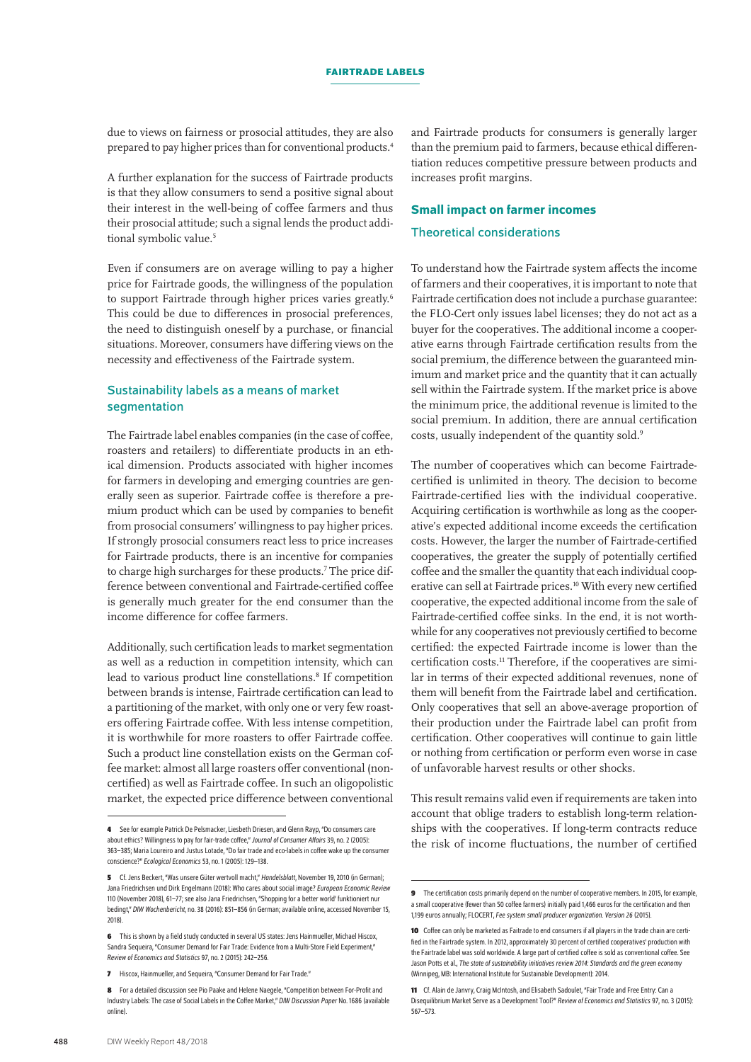due to views on fairness or prosocial attitudes, they are also prepared to pay higher prices than for conventional products.[4]

A further explanation for the success of Fairtrade products is that they allow consumers to send a positive signal about their interest in the well-being of coffee farmers and thus their prosocial attitude; such a signal lends the product additional symbolic value.[5]

Even if consumers are on average willing to pay a higher price for Fairtrade goods, the willingness of the population to support Fairtrade through higher prices varies greatly.[6] This could be due to differences in prosocial preferences, the need to distinguish oneself by a purchase, or financial situations. Moreover, consumers have differing views on the necessity and effectiveness of the Fairtrade system.

### Sustainability labels as a means of market segmentation

The Fairtrade label enables companies (in the case of coffee, roasters and retailers) to differentiate products in an ethical dimension. Products associated with higher incomes for farmers in developing and emerging countries are generally seen as superior. Fairtrade coffee is therefore a premium product which can be used by companies to benefit from prosocial consumers' willingness to pay higher prices. If strongly prosocial consumers react less to price increases for Fairtrade products, there is an incentive for companies to charge high surcharges for these products.[7] The price difference between conventional and Fairtrade-certified coffee is generally much greater for the end consumer than the income difference for coffee farmers.

Additionally, such certification leads to market segmentation as well as a reduction in competition intensity, which can lead to various product line constellations.[8] If competition between brands is intense, Fairtrade certification can lead to a partitioning of the market, with only one or very few roasters offering Fairtrade coffee. With less intense competition, it is worthwhile for more roasters to offer Fairtrade coffee. Such a product line constellation exists on the German coffee market: almost all large roasters offer conventional (non-certified) as well as Fairtrade coffee. In such an oligopolistic market, the expected price difference between conventional and Fairtrade products for consumers is generally larger than the premium paid to farmers, because ethical differentiation reduces competitive pressure between products and increases profit margins.

## Small impact on farmer incomes

### Theoretical considerations

To understand how the Fairtrade system affects the income of farmers and their cooperatives, it is important to note that Fairtrade certification does not include a purchase guarantee: the FLO-Cert only issues label licenses; they do not act as a buyer for the cooperatives. The additional income a cooperative earns through Fairtrade certification results from the social premium, the difference between the guaranteed minimum and market price and the quantity that it can actually sell within the Fairtrade system. If the market price is above the minimum price, the additional revenue is limited to the social premium. In addition, there are annual certification costs, usually independent of the quantity sold.[9]

The number of cooperatives which can become Fairtrade-certified is unlimited in theory. The decision to become Fairtrade-certified lies with the individual cooperative. Acquiring certification is worthwhile as long as the cooperative's expected additional income exceeds the certification costs. However, the larger the number of Fairtrade-certified cooperatives, the greater the supply of potentially certified coffee and the smaller the quantity that each individual cooperative can sell at Fairtrade prices.[10] With every new certified cooperative, the expected additional income from the sale of Fairtrade-certified coffee sinks. In the end, it is not worthwhile for any cooperatives not previously certified to become certified: the expected Fairtrade income is lower than the certification costs.[11] Therefore, if the cooperatives are similar in terms of their expected additional revenues, none of them will benefit from the Fairtrade label and certification. Only cooperatives that sell an above-average proportion of their production under the Fairtrade label can profit from certification. Other cooperatives will continue to gain little or nothing from certification or perform even worse in case of unfavorable harvest results or other shocks.

This result remains valid even if requirements are taken into account that oblige traders to establish long-term relationships with the cooperatives. If long-term contracts reduce the risk of income fluctuations, the number of certified

---

4 See for example Patrick De Pelsmacker, Liesbeth Driesen, and Glenn Rayp, "Do consumers care about ethics? Willingness to pay for fair-trade coffee," *Journal of Consumer Affairs* 39, no. 2 (2005): 363–385; Maria Loureiro and Justus Lotade, "Do fair trade and eco-labels in coffee wake up the consumer conscience?" *Ecological Economics* 53, no. 1 (2005): 129–138.

5 Cf. Jens Beckert, "Was unsere Güter wertvoll macht," *Handelsblatt*, November 19, 2010 (in German); Jana Friedrichsen und Dirk Engelmann (2018): Who cares about social image? *European Economic Review* 110 (November 2018), 61–77; see also Jana Friedrichsen, "Shopping for a better world' funktioniert nur bedingt," *DIW Wochenbericht*, no. 38 (2016): 851–856 (in German; available online, accessed November 15, 2018).

6 This is shown by a field study conducted in several US states: Jens Hainmueller, Michael Hiscox, Sandra Sequeira, "Consumer Demand for Fair Trade: Evidence from a Multi-Store Field Experiment," *Review of Economics and Statistics* 97, no. 2 (2015): 242–256.

7 Hiscox, Hainmueller, and Sequeira, "Consumer Demand for Fair Trade."

8 For a detailed discussion see Pio Paake and Helene Naegele, "Competition between For-Profit and Industry Labels: The case of Social Labels in the Coffee Market," *DIW Discussion Paper* No. 1686 (available online).

9 The certification costs primarily depend on the number of cooperative members. In 2015, for example, a small cooperative (fewer than 50 coffee farmers) initially paid 1,466 euros for the certification and then 1,199 euros annually; FLOCERT, *Fee system small producer organization. Version 26* (2015).

10 Coffee can only be marketed as Faitrade to end consumers if all players in the trade chain are certified in the Fairtrade system. In 2012, approximately 30 percent of certified cooperatives' production with the Fairtrade label was sold worldwide. A large part of certified coffee is sold as conventional coffee. See Jason Potts et al., *The state of sustainability initiatives review 2014: Standards and the green economy* (Winnipeg, MB: International Institute for Sustainable Development): 2014.

11 Cf. Alain de Janvry, Craig McIntosh, and Elisabeth Sadoulet, "Fair Trade and Free Entry: Can a Disequilibrium Market Serve as a Development Tool?" *Review of Economics and Statistics* 97, no. 3 (2015): 567–573.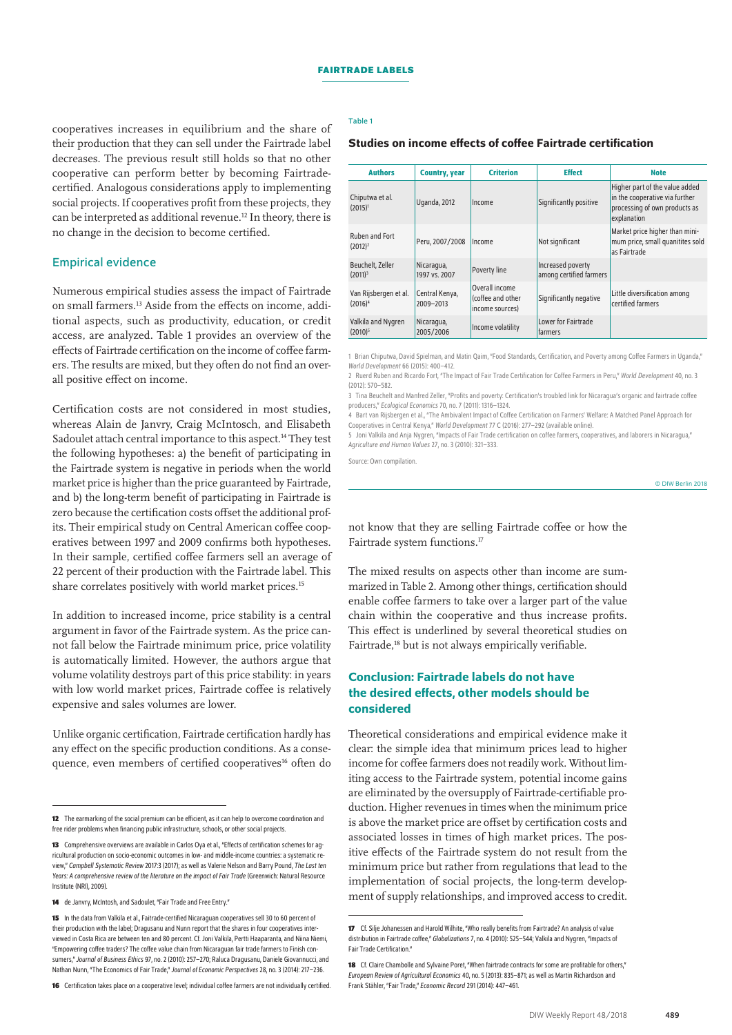cooperatives increases in equilibrium and the share of their production that they can sell under the Fairtrade label decreases. The previous result still holds so that no other cooperative can perform better by becoming Fairtrade-certified. Analogous considerations apply to implementing social projects. If cooperatives profit from these projects, they can be interpreted as additional revenue.[12] In theory, there is no change in the decision to become certified.

## Empirical evidence

Numerous empirical studies assess the impact of Fairtrade on small farmers.[13] Aside from the effects on income, additional aspects, such as productivity, education, or credit access, are analyzed. Table 1 provides an overview of the effects of Fairtrade certification on the income of coffee farmers. The results are mixed, but they often do not find an overall positive effect on income.

Certification costs are not considered in most studies, whereas Alain de Janvry, Craig McIntosch, and Elisabeth Sadoulet attach central importance to this aspect.[14] They test the following hypotheses: a) the benefit of participating in the Fairtrade system is negative in periods when the world market price is higher than the price guaranteed by Fairtrade, and b) the long-term benefit of participating in Fairtrade is zero because the certification costs offset the additional profits. Their empirical study on Central American coffee cooperatives between 1997 and 2009 confirms both hypotheses. In their sample, certified coffee farmers sell an average of 22 percent of their production with the Fairtrade label. This share correlates positively with world market prices.[15]

In addition to increased income, price stability is a central argument in favor of the Fairtrade system. As the price cannot fall below the Fairtrade minimum price, price volatility is automatically limited. However, the authors argue that volume volatility destroys part of this price stability: in years with low world market prices, Fairtrade coffee is relatively expensive and sales volumes are lower.

Unlike organic certification, Fairtrade certification hardly has any effect on the specific production conditions. As a consequence, even members of certified cooperatives[16] often do not know that they are selling Fairtrade coffee or how the Fairtrade system functions.[17]

The mixed results on aspects other than income are summarized in Table 2. Among other things, certification should enable coffee farmers to take over a larger part of the value chain within the cooperative and thus increase profits. This effect is underlined by several theoretical studies on Fairtrade,[18] but is not always empirically verifiable.

Table 1

### Studies on income effects of coffee Fairtrade certification

| Authors | Country, year | Criterion | Effect | Note |
|---|---|---|---|---|
| Chiputwa et al. (2015)[1] | Uganda, 2012 | Income | Significantly positive | Higher part of the value added in the cooperative via further processing of own products as explanation |
| Ruben and Fort (2012)[2] | Peru, 2007/2008 | Income | Not significant | Market price higher than minimum price, small quanitites sold as Fairtrade |
| Beuchelt, Zeller (2011)[3] | Nicaragua, 1997 vs. 2007 | Poverty line | Increased poverty among certified farmers | |
| Van Rijsbergen et al. (2016)[4] | Central Kenya, 2009–2013 | Overall income (coffee and other income sources) | Significantly negative | Little diversification among certified farmers |
| Valkila and Nygren (2010)[5] | Nicaragua, 2005/2006 | Income volatility | Lower for Fairtrade farmers | |

1 Brian Chiputwa, David Spielman, and Matin Qaim, "Food Standards, Certification, and Poverty among Coffee Farmers in Uganda," *World Development* 66 (2015): 400–412.

2 Ruerd Ruben and Ricardo Fort, "The Impact of Fair Trade Certification for Coffee Farmers in Peru," *World Development* 40, no. 3 (2012): 570–582.

3 Tina Beuchelt and Manfred Zeller, "Profits and poverty: Certification's troubled link for Nicaragua's organic and fairtrade coffee producers," *Ecological Economics* 70, no. 7 (2011): 1316–1324.

4 Bart van Rijsbergen et al., "The Ambivalent Impact of Coffee Certification on Farmers' Welfare: A Matched Panel Approach for Cooperatives in Central Kenya," *World Development* 77 C (2016): 277–292 (available online).

5 Joni Valkila and Anja Nygren, "Impacts of Fair Trade certification on coffee farmers, cooperatives, and laborers in Nicaragua," *Agriculture and Human Values* 27, no. 3 (2010): 321–333.

Source: Own compilation.

© DIW Berlin 2018

## Conclusion: Fairtrade labels do not have the desired effects, other models should be considered

Theoretical considerations and empirical evidence make it clear: the simple idea that minimum prices lead to higher income for coffee farmers does not readily work. Without limiting access to the Fairtrade system, potential income gains are eliminated by the oversupply of Fairtrade-certifiable production. Higher revenues in times when the minimum price is above the market price are offset by certification costs and associated losses in times of high market prices. The positive effects of the Fairtrade system do not result from the minimum price but rather from regulations that lead to the implementation of social projects, the long-term development of supply relationships, and improved access to credit.

---

**12** The earmarking of the social premium can be efficient, as it can help to overcome coordination and free rider problems when financing public infrastructure, schools, or other social projects.

**13** Comprehensive overviews are available in Carlos Oya et al., "Effects of certification schemes for agricultural production on socio-economic outcomes in low- and middle-income countries: a systematic review," *Campbell Systematic Review* 2017:3 (2017); as well as Valerie Nelson and Barry Pound, *The Last ten Years: A comprehensive review of the literature on the impact of Fair Trade* (Greenwich: Natural Resource Institute (NRI), 2009).

**14** de Janvry, McIntosh, and Sadoulet, "Fair Trade and Free Entry."

**15** In the data from Valkila et al., Fairtrade-certified Nicaraguan cooperatives sell 30 to 60 percent of their production with the label; Dragusanu and Nunn report that the shares in four cooperatives interviewed in Costa Rica are between ten and 80 percent. Cf. Joni Valkila, Pertti Haaparanta, and Niina Niemi, "Empowering coffee traders? The coffee value chain from Nicaraguan fair trade farmers to Finish consumers," *Journal of Business Ethics* 97, no. 2 (2010): 257–270; Raluca Dragusanu, Daniele Giovannucci, and Nathan Nunn, "The Economics of Fair Trade," *Journal of Economic Perspectives* 28, no. 3 (2014): 217–236.

**16** Certification takes place on a cooperative level; individual coffee farmers are not individually certified.

**17** Cf. Silje Johanessen and Harold Wilhite, "Who really benefits from Fairtrade? An analysis of value distribution in Fairtrade coffee," *Globalizations* 7, no. 4 (2010): 525–544; Valkila and Nygren, "Impacts of Fair Trade Certification."

**18** Cf. Claire Chambolle and Sylvaine Poret, "When fairtrade contracts for some are profitable for others," *European Review of Agricultural Economics* 40, no. 5 (2013): 835–871; as well as Martin Richardson and Frank Stähler, "Fair Trade," *Economic Record* 291 (2014): 447–461.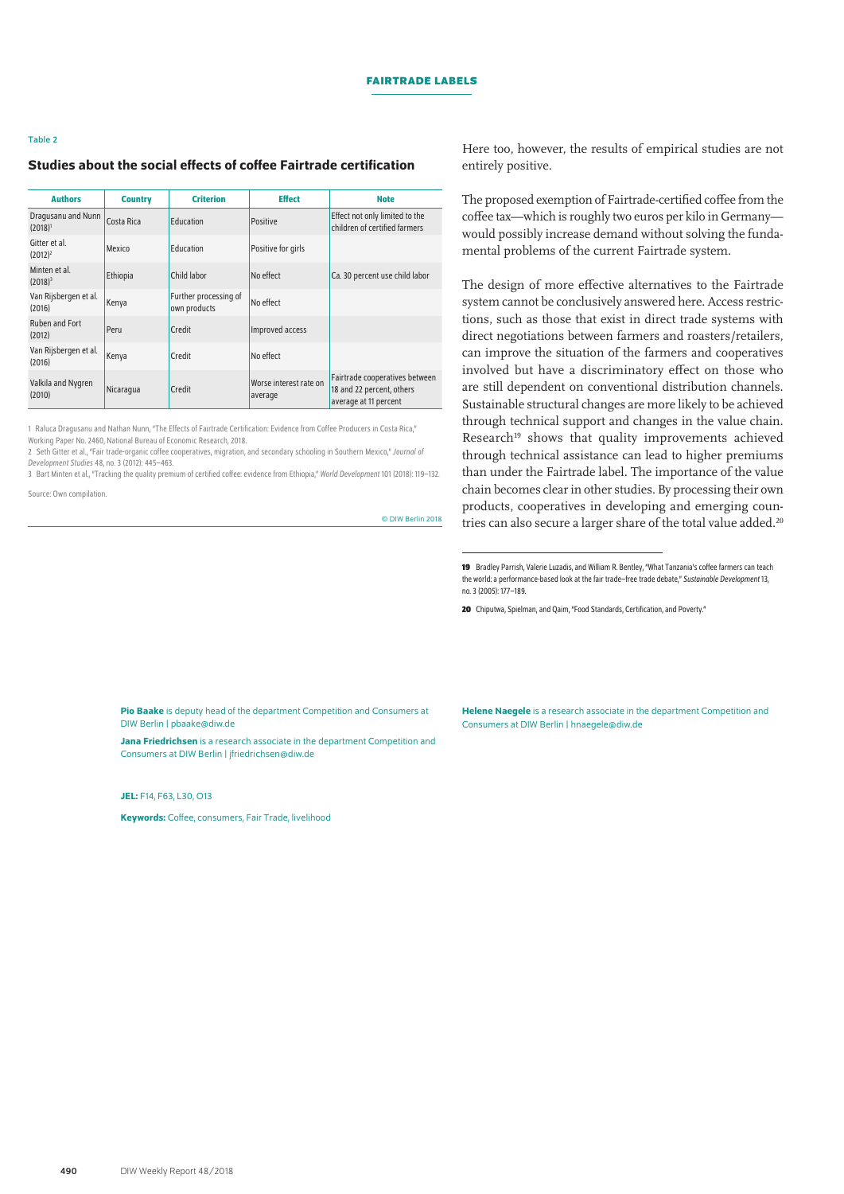Table 2

## Studies about the social effects of coffee Fairtrade certification

| Authors | Country | Criterion | Effect | Note |
|---|---|---|---|---|
| Dragusanu and Nunn (2018)[1] | Costa Rica | Education | Positive | Effect not only limited to the children of certified farmers |
| Gitter et al. (2012)[2] | Mexico | Education | Positive for girls | |
| Minten et al. (2018)[3] | Ethiopia | Child labor | No effect | Ca. 30 percent use child labor |
| Van Rijsbergen et al. (2016) | Kenya | Further processing of own products | No effect | |
| Ruben and Fort (2012) | Peru | Credit | Improved access | |
| Van Rijsbergen et al. (2016) | Kenya | Credit | No effect | |
| Valkila and Nygren (2010) | Nicaragua | Credit | Worse interest rate on average | Fairtrade cooperatives between 18 and 22 percent, others average at 11 percent |

1 Raluca Dragusanu and Nathan Nunn, "The Effects of Fairtrade Certification: Evidence from Coffee Producers in Costa Rica," Working Paper No. 2460, National Bureau of Economic Research, 2018.

2 Seth Gitter et al., "Fair trade-organic coffee cooperatives, migration, and secondary schooling in Southern Mexico," *Journal of Development Studies* 48, no. 3 (2012): 445–463.

3 Bart Minten et al., "Tracking the quality premium of certified coffee: evidence from Ethiopia," *World Development* 101 (2018): 119–132.

Source: Own compilation.

© DIW Berlin 2018

Here too, however, the results of empirical studies are not entirely positive.

The proposed exemption of Fairtrade-certified coffee from the coffee tax—which is roughly two euros per kilo in Germany—would possibly increase demand without solving the fundamental problems of the current Fairtrade system.

The design of more effective alternatives to the Fairtrade system cannot be conclusively answered here. Access restrictions, such as those that exist in direct trade systems with direct negotiations between farmers and roasters/retailers, can improve the situation of the farmers and cooperatives involved but have a discriminatory effect on those who are still dependent on conventional distribution channels. Sustainable structural changes are more likely to be achieved through technical support and changes in the value chain. Research[19] shows that quality improvements achieved through technical assistance can lead to higher premiums than under the Fairtrade label. The importance of the value chain becomes clear in other studies. By processing their own products, cooperatives in developing and emerging countries can also secure a larger share of the total value added.[20]

19 Bradley Parrish, Valerie Luzadis, and William R. Bentley, "What Tanzania's coffee farmers can teach the world: a performance-based look at the fair trade–free trade debate," *Sustainable Development* 13, no. 3 (2005): 177–189.

20 Chiputwa, Spielman, and Qaim, "Food Standards, Certification, and Poverty."

**Pio Baake** is deputy head of the department Competition and Consumers at DIW Berlin | pbaake@diw.de

**Jana Friedrichsen** is a research associate in the department Competition and Consumers at DIW Berlin | jfriedrichsen@diw.de

**Helene Naegele** is a research associate in the department Competition and Consumers at DIW Berlin | hnaegele@diw.de

**JEL:** F14, F63, L30, O13

**Keywords:** Coffee, consumers, Fair Trade, livelihood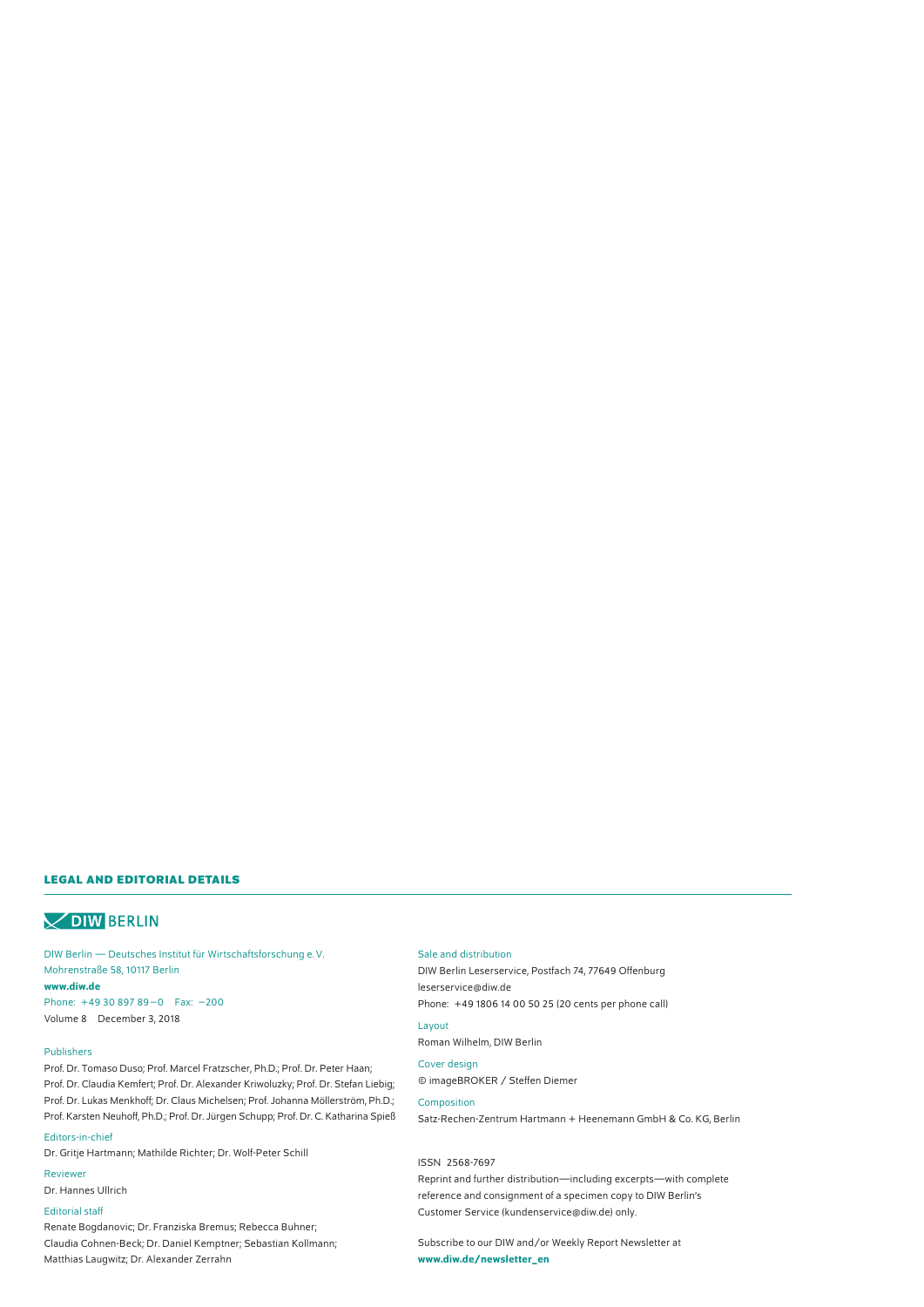## LEGAL AND EDITORIAL DETAILS

DIW BERLIN

DIW Berlin — Deutsches Institut für Wirtschaftsforschung e. V.
Mohrenstraße 58, 10117 Berlin
**www.diw.de**
Phone: +49 30 897 89 – 0 Fax: – 200
Volume 8 December 3, 2018

Publishers
Prof. Dr. Tomaso Duso; Prof. Marcel Fratzscher, Ph.D.; Prof. Dr. Peter Haan; Prof. Dr. Claudia Kemfert; Prof. Dr. Alexander Kriwoluzky; Prof. Dr. Stefan Liebig; Prof. Dr. Lukas Menkhoff; Dr. Claus Michelsen; Prof. Johanna Möllerström, Ph.D.; Prof. Karsten Neuhoff, Ph.D.; Prof. Dr. Jürgen Schupp; Prof. Dr. C. Katharina Spieß

Editors-in-chief
Dr. Gritje Hartmann; Mathilde Richter; Dr. Wolf-Peter Schill

Reviewer
Dr. Hannes Ullrich

Editorial staff
Renate Bogdanovic; Dr. Franziska Bremus; Rebecca Buhner; Claudia Cohnen-Beck; Dr. Daniel Kemptner; Sebastian Kollmann; Matthias Laugwitz; Dr. Alexander Zerrahn

Sale and distribution
DIW Berlin Leserservice, Postfach 74, 77649 Offenburg
leserservice@diw.de
Phone: +49 1806 14 00 50 25 (20 cents per phone call)

Layout
Roman Wilhelm, DIW Berlin

Cover design
© imageBROKER / Steffen Diemer

Composition
Satz-Rechen-Zentrum Hartmann + Heenemann GmbH & Co. KG, Berlin

ISSN 2568-7697

Reprint and further distribution—including excerpts—with complete reference and consignment of a specimen copy to DIW Berlin's Customer Service (kundenservice@diw.de) only.

Subscribe to our DIW and/or Weekly Report Newsletter at
**www.diw.de/newsletter_en**